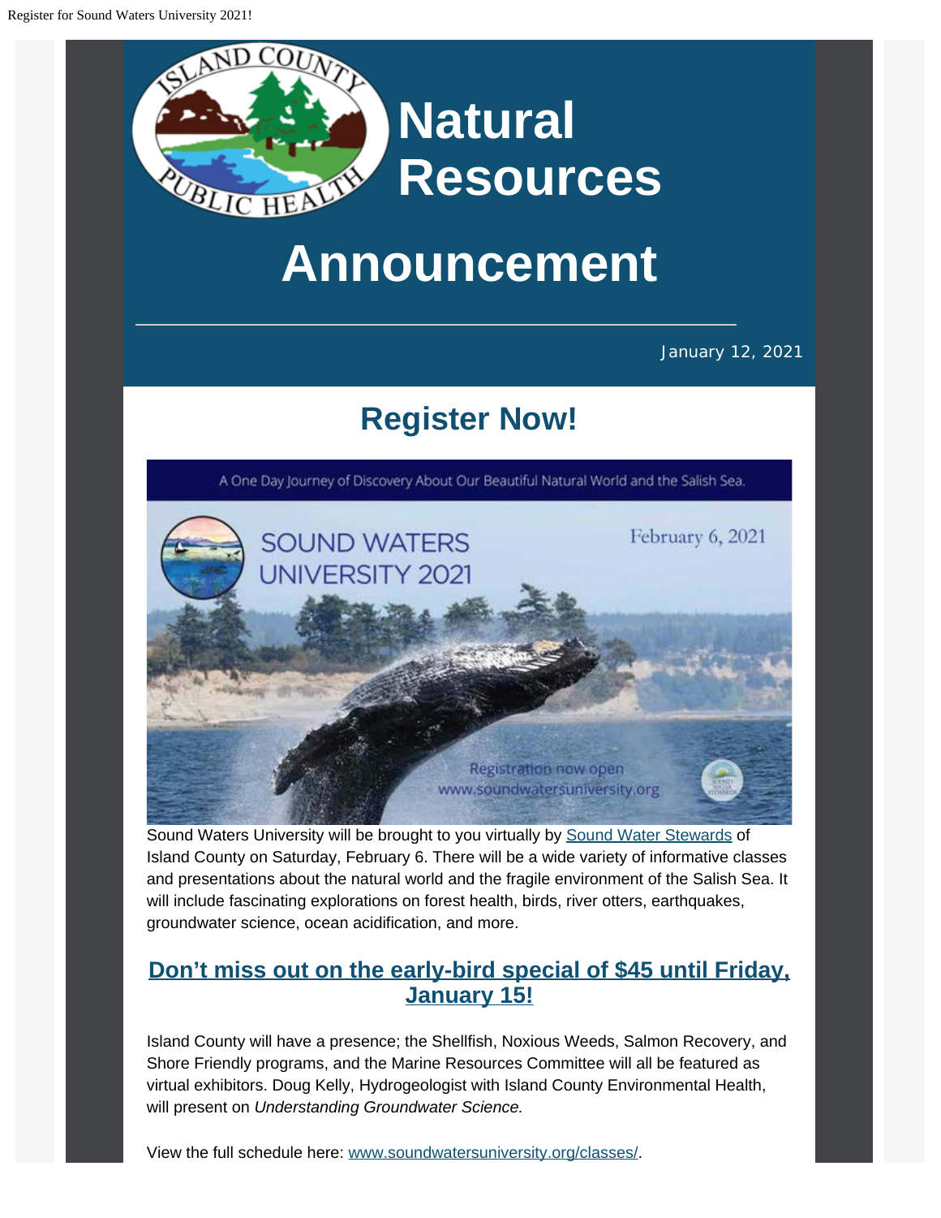# Natural Resources

# Announcement

January 12, 2021

## Register Now!

A One Day Journey of Discovery About Our Beautiful Natural World and the Salish Sea.

SOUND WATERS UNIVERSITY 2021

February 6, 2021

Registration now open
www.soundwatersuniversity.org

Sound Waters University will be brought to you virtually by Sound Water Stewards of Island County on Saturday, February 6. There will be a wide variety of informative classes and presentations about the natural world and the fragile environment of the Salish Sea. It will include fascinating explorations on forest health, birds, river otters, earthquakes, groundwater science, ocean acidification, and more.

### Don't miss out on the early-bird special of $45 until Friday, January 15!

Island County will have a presence; the Shellfish, Noxious Weeds, Salmon Recovery, and Shore Friendly programs, and the Marine Resources Committee will all be featured as virtual exhibitors. Doug Kelly, Hydrogeologist with Island County Environmental Health, will present on *Understanding Groundwater Science.*

View the full schedule here: www.soundwatersuniversity.org/classes/.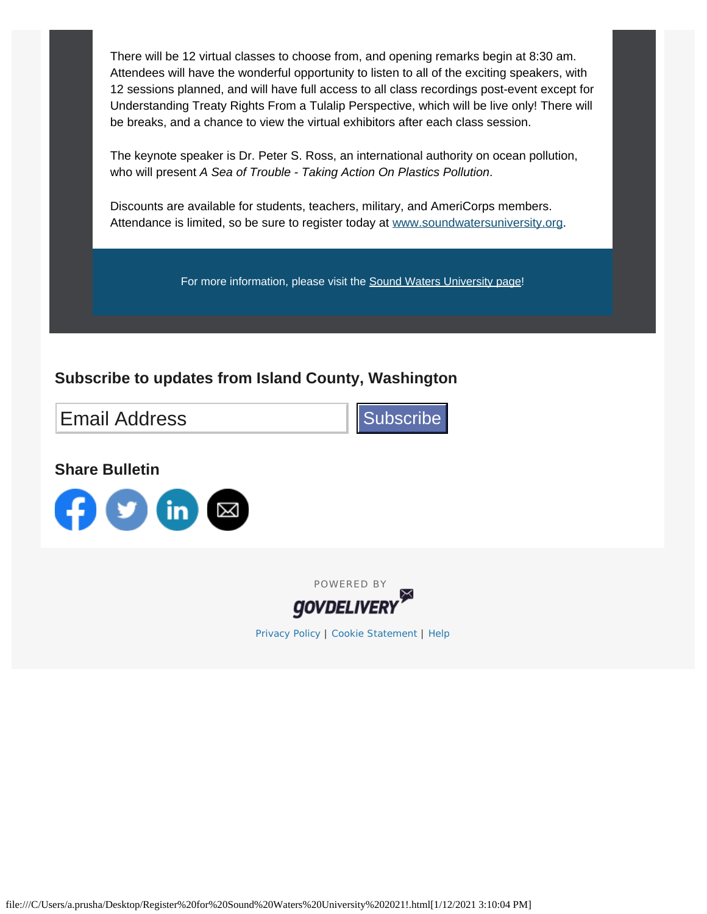There will be 12 virtual classes to choose from, and opening remarks begin at 8:30 am. Attendees will have the wonderful opportunity to listen to all of the exciting speakers, with 12 sessions planned, and will have full access to all class recordings post-event except for Understanding Treaty Rights From a Tulalip Perspective, which will be live only! There will be breaks, and a chance to view the virtual exhibitors after each class session.

The keynote speaker is Dr. Peter S. Ross, an international authority on ocean pollution, who will present *A Sea of Trouble - Taking Action On Plastics Pollution*.

Discounts are available for students, teachers, military, and AmeriCorps members. Attendance is limited, so be sure to register today at www.soundwatersuniversity.org.

For more information, please visit the Sound Waters University page!

## Subscribe to updates from Island County, Washington

Email Address | Subscribe

## Share Bulletin

POWERED BY GOVDELIVERY

Privacy Policy | Cookie Statement | Help